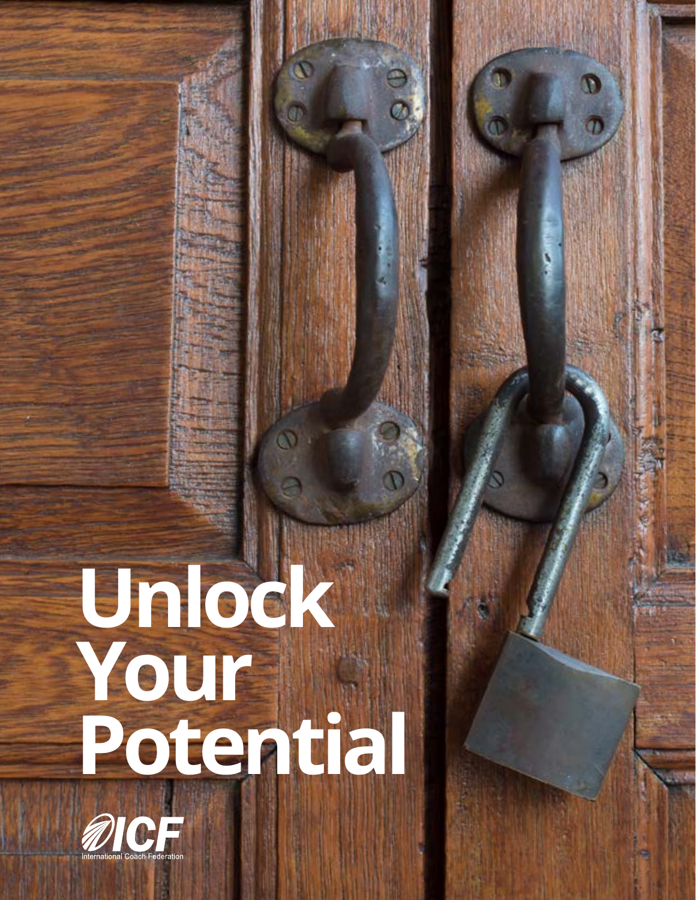# Unlock Your Potential

ICF
International Coach Federation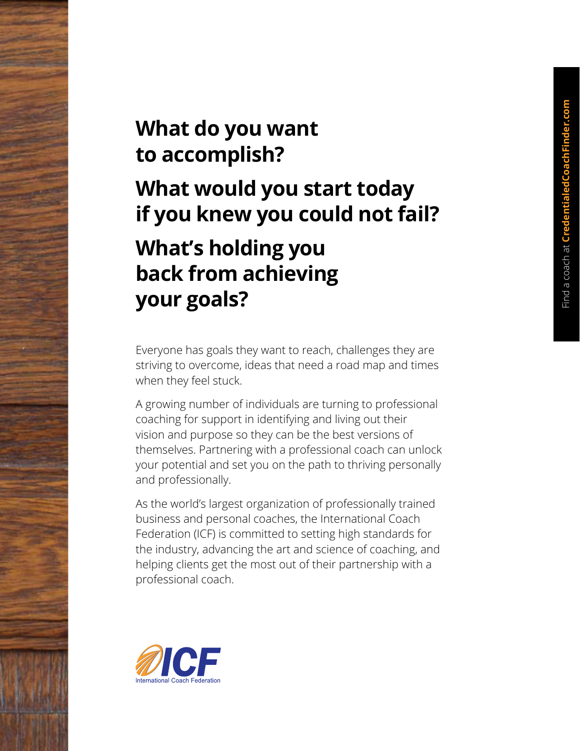# What do you want to accomplish?

# What would you start today if you knew you could not fail?

# What's holding you back from achieving your goals?

Everyone has goals they want to reach, challenges they are striving to overcome, ideas that need a road map and times when they feel stuck.

A growing number of individuals are turning to professional coaching for support in identifying and living out their vision and purpose so they can be the best versions of themselves. Partnering with a professional coach can unlock your potential and set you on the path to thriving personally and professionally.

As the world's largest organization of professionally trained business and personal coaches, the International Coach Federation (ICF) is committed to setting high standards for the industry, advancing the art and science of coaching, and helping clients get the most out of their partnership with a professional coach.

ICF International Coach Federation

Find a coach at **CredentialedCoachFinder.com**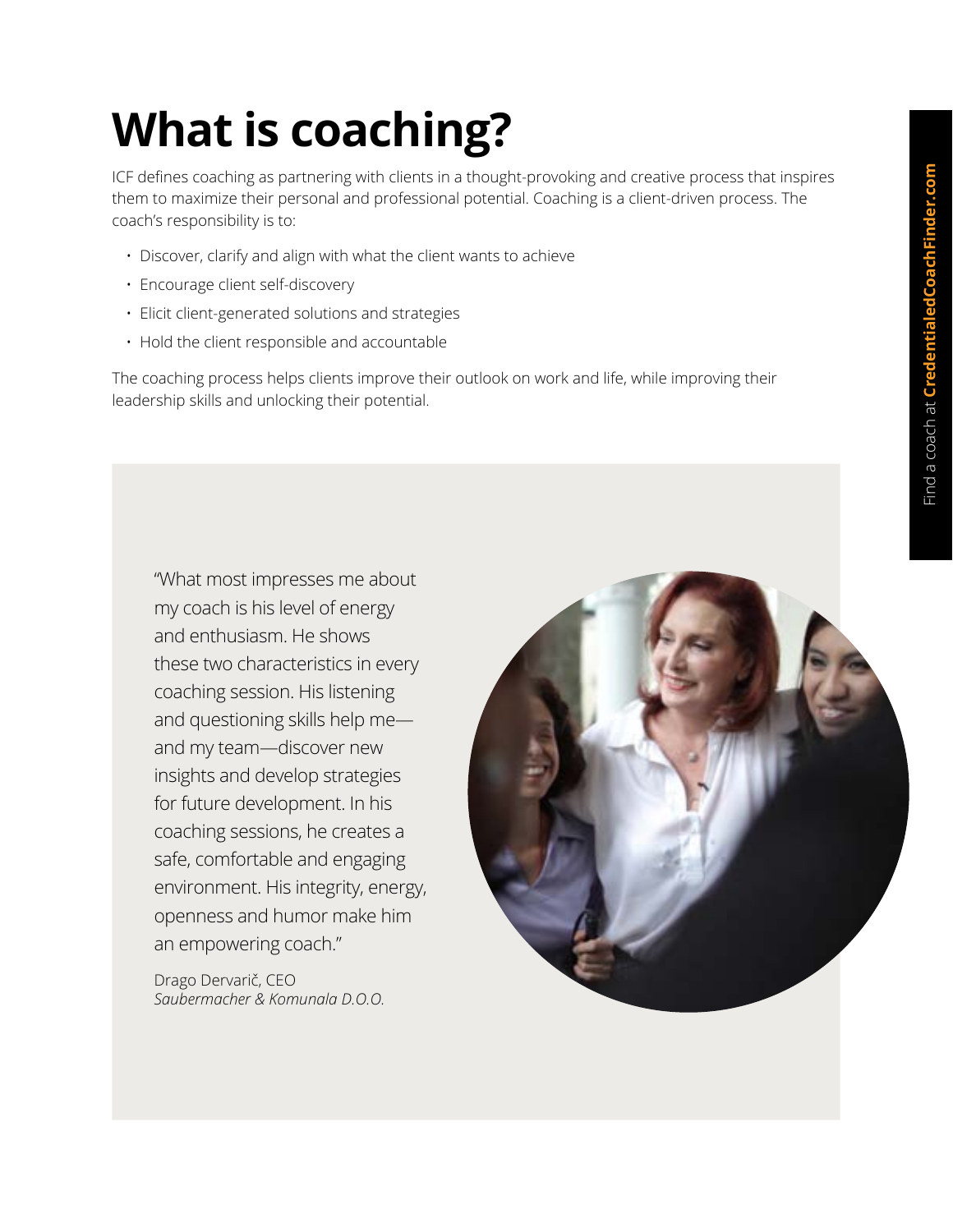# What is coaching?

ICF defines coaching as partnering with clients in a thought-provoking and creative process that inspires them to maximize their personal and professional potential. Coaching is a client-driven process. The coach's responsibility is to:

- Discover, clarify and align with what the client wants to achieve
- Encourage client self-discovery
- Elicit client-generated solutions and strategies
- Hold the client responsible and accountable

The coaching process helps clients improve their outlook on work and life, while improving their leadership skills and unlocking their potential.

"What most impresses me about my coach is his level of energy and enthusiasm. He shows these two characteristics in every coaching session. His listening and questioning skills help me—and my team—discover new insights and develop strategies for future development. In his coaching sessions, he creates a safe, comfortable and engaging environment. His integrity, energy, openness and humor make him an empowering coach."

Drago Dervarič, CEO
*Saubermacher & Komunala D.O.O.*

Find a coach at **CredentialedCoachFinder.com**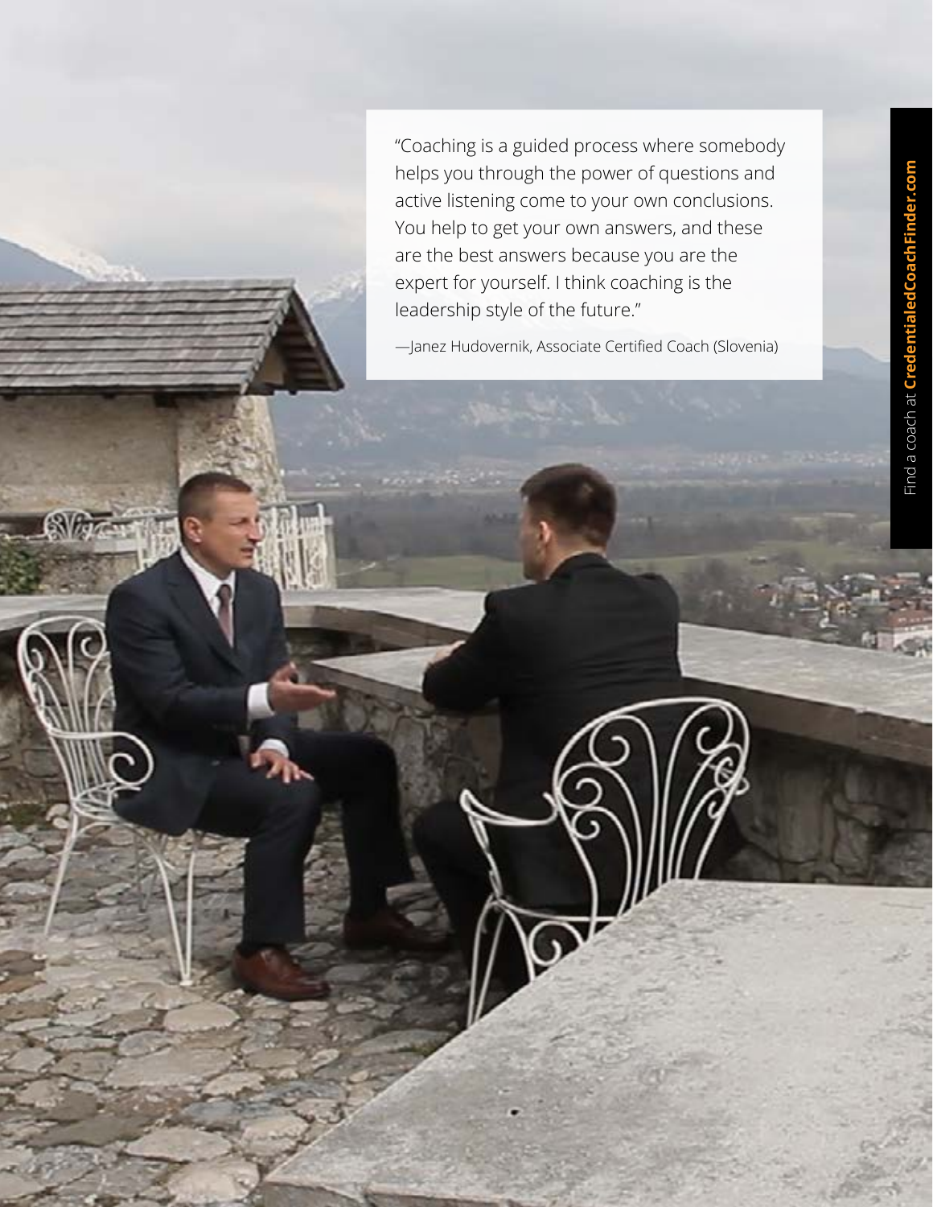"Coaching is a guided process where somebody helps you through the power of questions and active listening come to your own conclusions. You help to get your own answers, and these are the best answers because you are the expert for yourself. I think coaching is the leadership style of the future."

—Janez Hudovernik, Associate Certified Coach (Slovenia)

Find a coach at **CredentialedCoachFinder.com**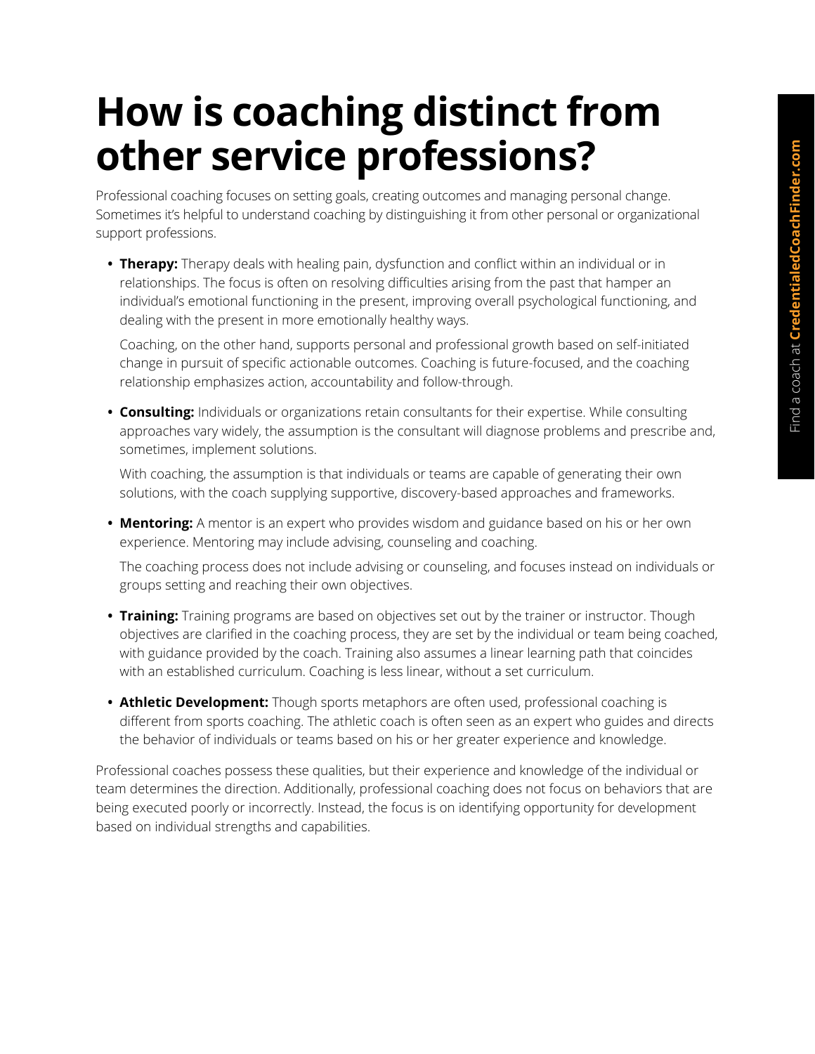# How is coaching distinct from other service professions?

Professional coaching focuses on setting goals, creating outcomes and managing personal change. Sometimes it's helpful to understand coaching by distinguishing it from other personal or organizational support professions.

- **Therapy:** Therapy deals with healing pain, dysfunction and conflict within an individual or in relationships. The focus is often on resolving difficulties arising from the past that hamper an individual's emotional functioning in the present, improving overall psychological functioning, and dealing with the present in more emotionally healthy ways.

  Coaching, on the other hand, supports personal and professional growth based on self-initiated change in pursuit of specific actionable outcomes. Coaching is future-focused, and the coaching relationship emphasizes action, accountability and follow-through.

- **Consulting:** Individuals or organizations retain consultants for their expertise. While consulting approaches vary widely, the assumption is the consultant will diagnose problems and prescribe and, sometimes, implement solutions.

  With coaching, the assumption is that individuals or teams are capable of generating their own solutions, with the coach supplying supportive, discovery-based approaches and frameworks.

- **Mentoring:** A mentor is an expert who provides wisdom and guidance based on his or her own experience. Mentoring may include advising, counseling and coaching.

  The coaching process does not include advising or counseling, and focuses instead on individuals or groups setting and reaching their own objectives.

- **Training:** Training programs are based on objectives set out by the trainer or instructor. Though objectives are clarified in the coaching process, they are set by the individual or team being coached, with guidance provided by the coach. Training also assumes a linear learning path that coincides with an established curriculum. Coaching is less linear, without a set curriculum.

- **Athletic Development:** Though sports metaphors are often used, professional coaching is different from sports coaching. The athletic coach is often seen as an expert who guides and directs the behavior of individuals or teams based on his or her greater experience and knowledge.

Professional coaches possess these qualities, but their experience and knowledge of the individual or team determines the direction. Additionally, professional coaching does not focus on behaviors that are being executed poorly or incorrectly. Instead, the focus is on identifying opportunity for development based on individual strengths and capabilities.

Find a coach at **CredentialedCoachFinder.com**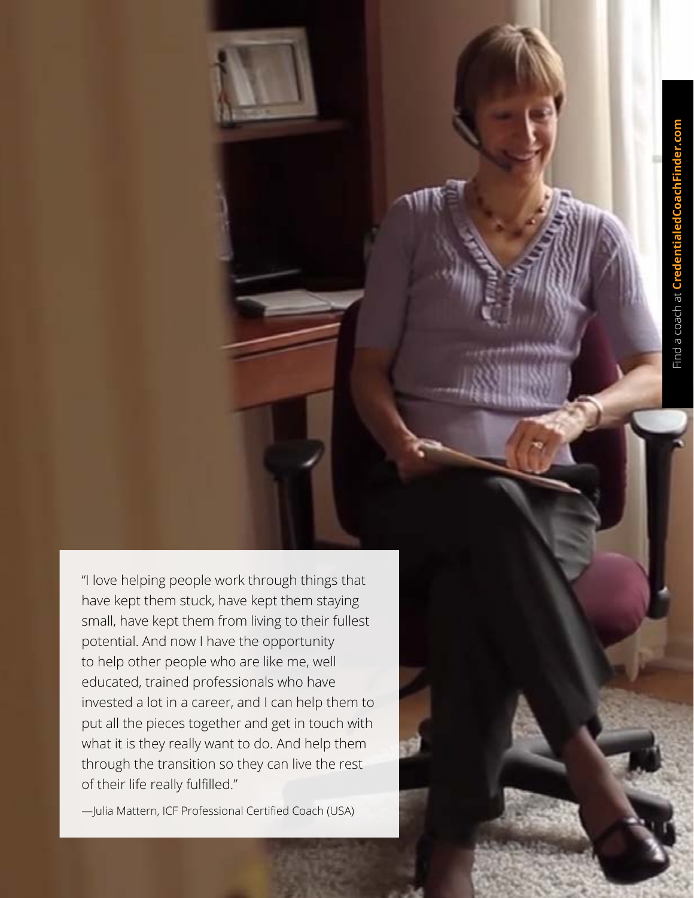"I love helping people work through things that have kept them stuck, have kept them staying small, have kept them from living to their fullest potential. And now I have the opportunity to help other people who are like me, well educated, trained professionals who have invested a lot in a career, and I can help them to put all the pieces together and get in touch with what it is they really want to do. And help them through the transition so they can live the rest of their life really fulfilled."

—Julia Mattern, ICF Professional Certified Coach (USA)

Find a coach at **CredentialedCoachFinder.com**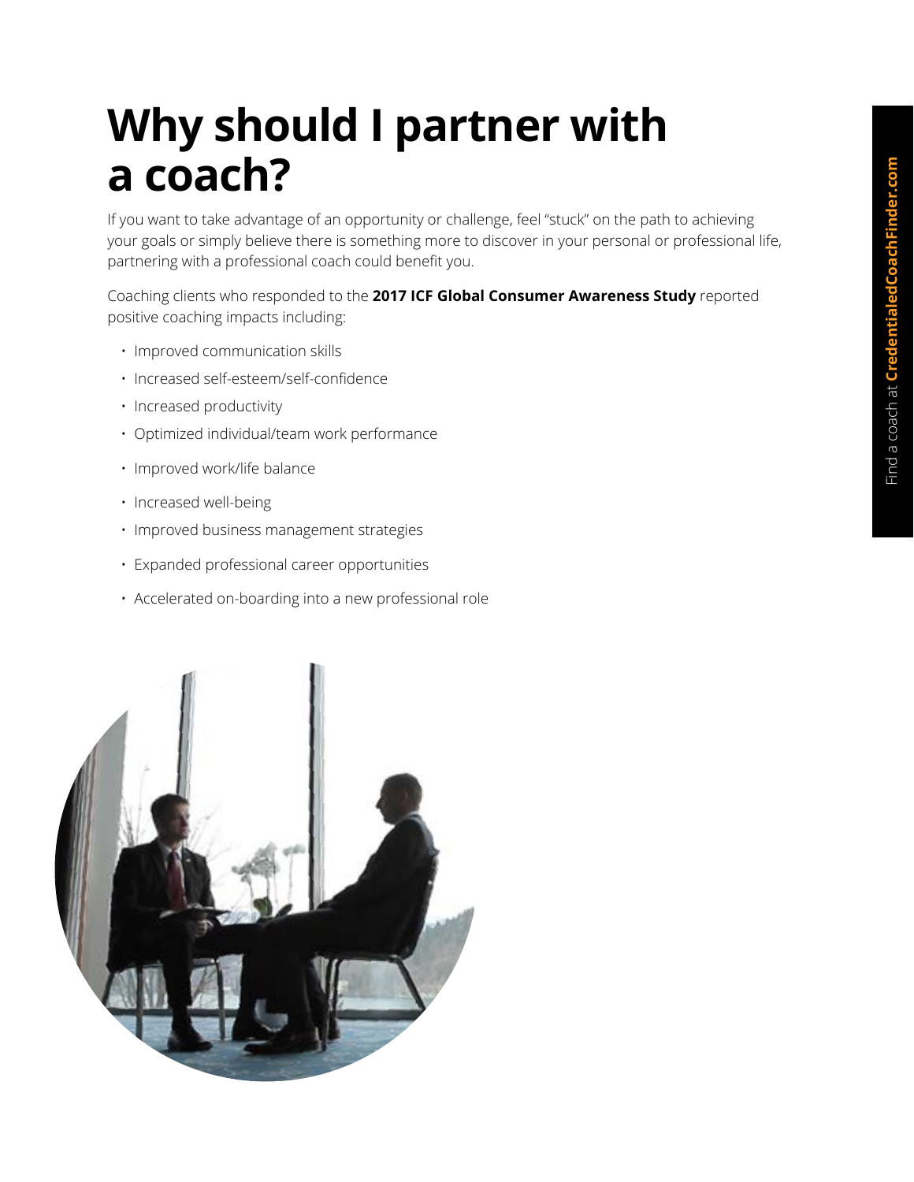# Why should I partner with a coach?

If you want to take advantage of an opportunity or challenge, feel "stuck" on the path to achieving your goals or simply believe there is something more to discover in your personal or professional life, partnering with a professional coach could benefit you.

Coaching clients who responded to the **2017 ICF Global Consumer Awareness Study** reported positive coaching impacts including:

- Improved communication skills
- Increased self-esteem/self-confidence
- Increased productivity
- Optimized individual/team work performance
- Improved work/life balance
- Increased well-being
- Improved business management strategies
- Expanded professional career opportunities
- Accelerated on-boarding into a new professional role

Find a coach at **CredentialedCoachFinder.com**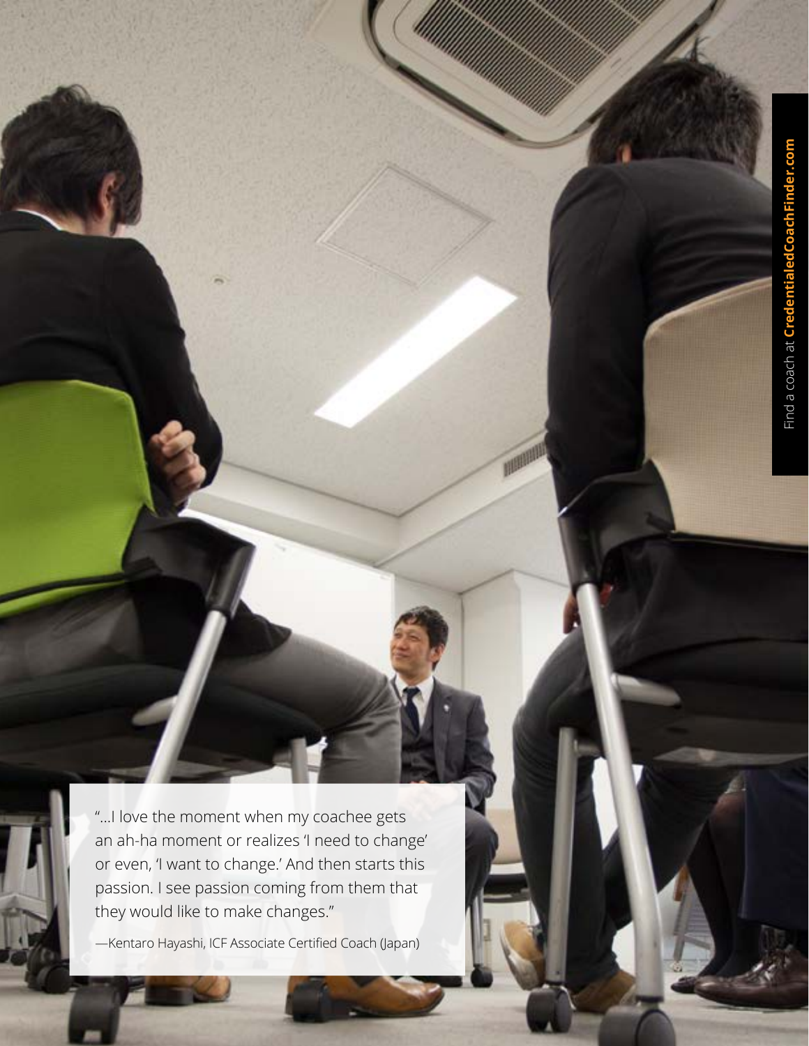"...I love the moment when my coachee gets an ah-ha moment or realizes 'I need to change' or even, 'I want to change.' And then starts this passion. I see passion coming from them that they would like to make changes."

—Kentaro Hayashi, ICF Associate Certified Coach (Japan)

Find a coach at **CredentialedCoachFinder.com**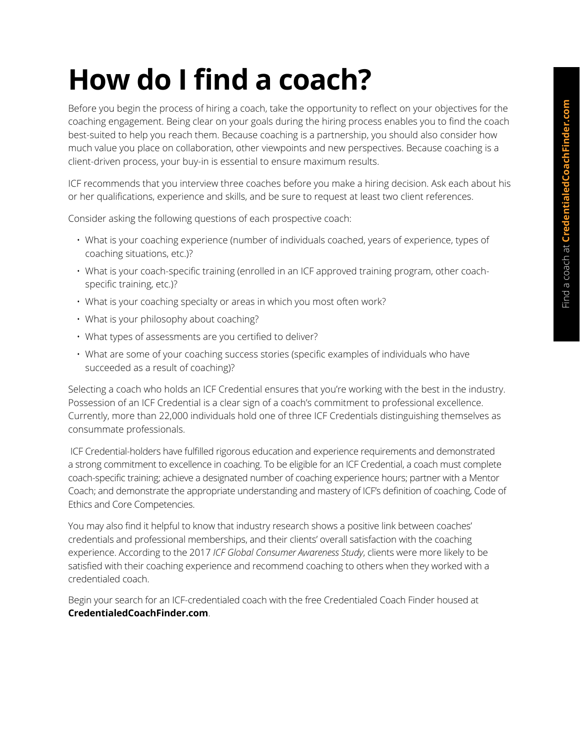# How do I find a coach?

Before you begin the process of hiring a coach, take the opportunity to reflect on your objectives for the coaching engagement. Being clear on your goals during the hiring process enables you to find the coach best-suited to help you reach them. Because coaching is a partnership, you should also consider how much value you place on collaboration, other viewpoints and new perspectives. Because coaching is a client-driven process, your buy-in is essential to ensure maximum results.

ICF recommends that you interview three coaches before you make a hiring decision. Ask each about his or her qualifications, experience and skills, and be sure to request at least two client references.

Consider asking the following questions of each prospective coach:

- What is your coaching experience (number of individuals coached, years of experience, types of coaching situations, etc.)?
- What is your coach-specific training (enrolled in an ICF approved training program, other coach-specific training, etc.)?
- What is your coaching specialty or areas in which you most often work?
- What is your philosophy about coaching?
- What types of assessments are you certified to deliver?
- What are some of your coaching success stories (specific examples of individuals who have succeeded as a result of coaching)?

Selecting a coach who holds an ICF Credential ensures that you're working with the best in the industry. Possession of an ICF Credential is a clear sign of a coach's commitment to professional excellence. Currently, more than 22,000 individuals hold one of three ICF Credentials distinguishing themselves as consummate professionals.

ICF Credential-holders have fulfilled rigorous education and experience requirements and demonstrated a strong commitment to excellence in coaching. To be eligible for an ICF Credential, a coach must complete coach-specific training; achieve a designated number of coaching experience hours; partner with a Mentor Coach; and demonstrate the appropriate understanding and mastery of ICF's definition of coaching, Code of Ethics and Core Competencies.

You may also find it helpful to know that industry research shows a positive link between coaches' credentials and professional memberships, and their clients' overall satisfaction with the coaching experience. According to the 2017 *ICF Global Consumer Awareness Study*, clients were more likely to be satisfied with their coaching experience and recommend coaching to others when they worked with a credentialed coach.

Begin your search for an ICF-credentialed coach with the free Credentialed Coach Finder housed at **CredentialedCoachFinder.com**.

Find a coach at **CredentialedCoachFinder.com**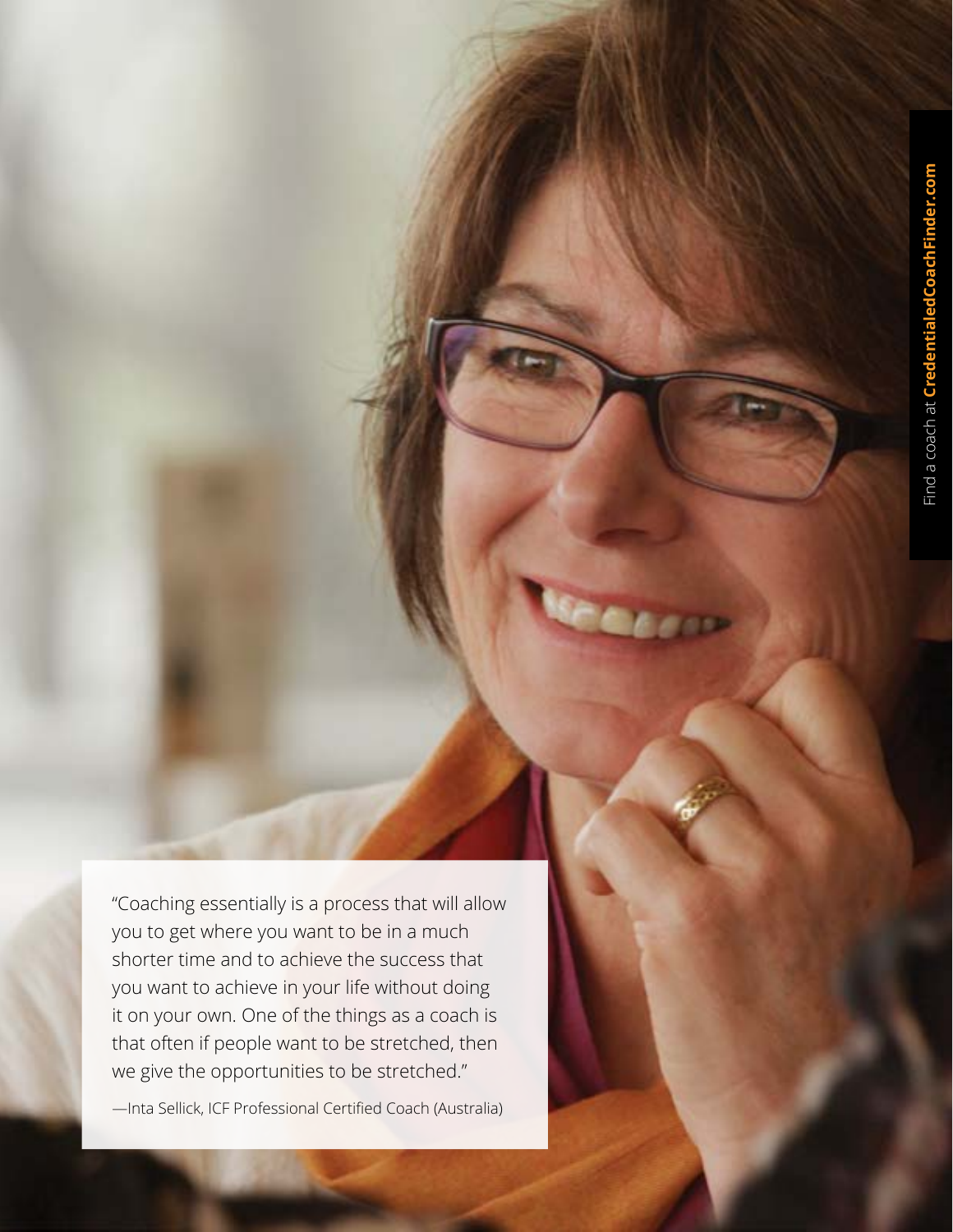"Coaching essentially is a process that will allow you to get where you want to be in a much shorter time and to achieve the success that you want to achieve in your life without doing it on your own. One of the things as a coach is that often if people want to be stretched, then we give the opportunities to be stretched."

—Inta Sellick, ICF Professional Certified Coach (Australia)

Find a coach at **CredentialedCoachFinder.com**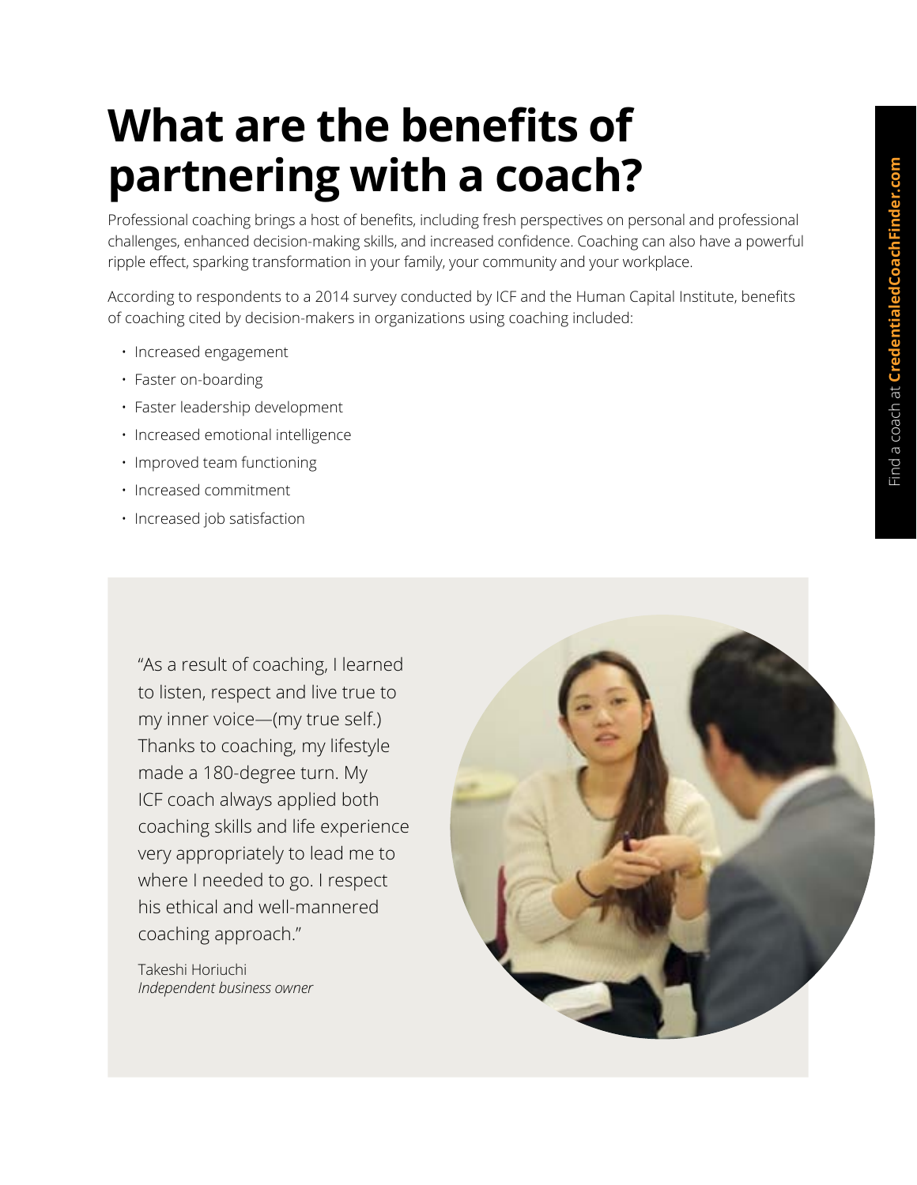# What are the benefits of partnering with a coach?

Professional coaching brings a host of benefits, including fresh perspectives on personal and professional challenges, enhanced decision-making skills, and increased confidence. Coaching can also have a powerful ripple effect, sparking transformation in your family, your community and your workplace.

According to respondents to a 2014 survey conducted by ICF and the Human Capital Institute, benefits of coaching cited by decision-makers in organizations using coaching included:

- Increased engagement
- Faster on-boarding
- Faster leadership development
- Increased emotional intelligence
- Improved team functioning
- Increased commitment
- Increased job satisfaction

"As a result of coaching, I learned to listen, respect and live true to my inner voice—(my true self.) Thanks to coaching, my lifestyle made a 180-degree turn. My ICF coach always applied both coaching skills and life experience very appropriately to lead me to where I needed to go. I respect his ethical and well-mannered coaching approach."

Takeshi Horiuchi
*Independent business owner*

Find a coach at **CredentialedCoachFinder.com**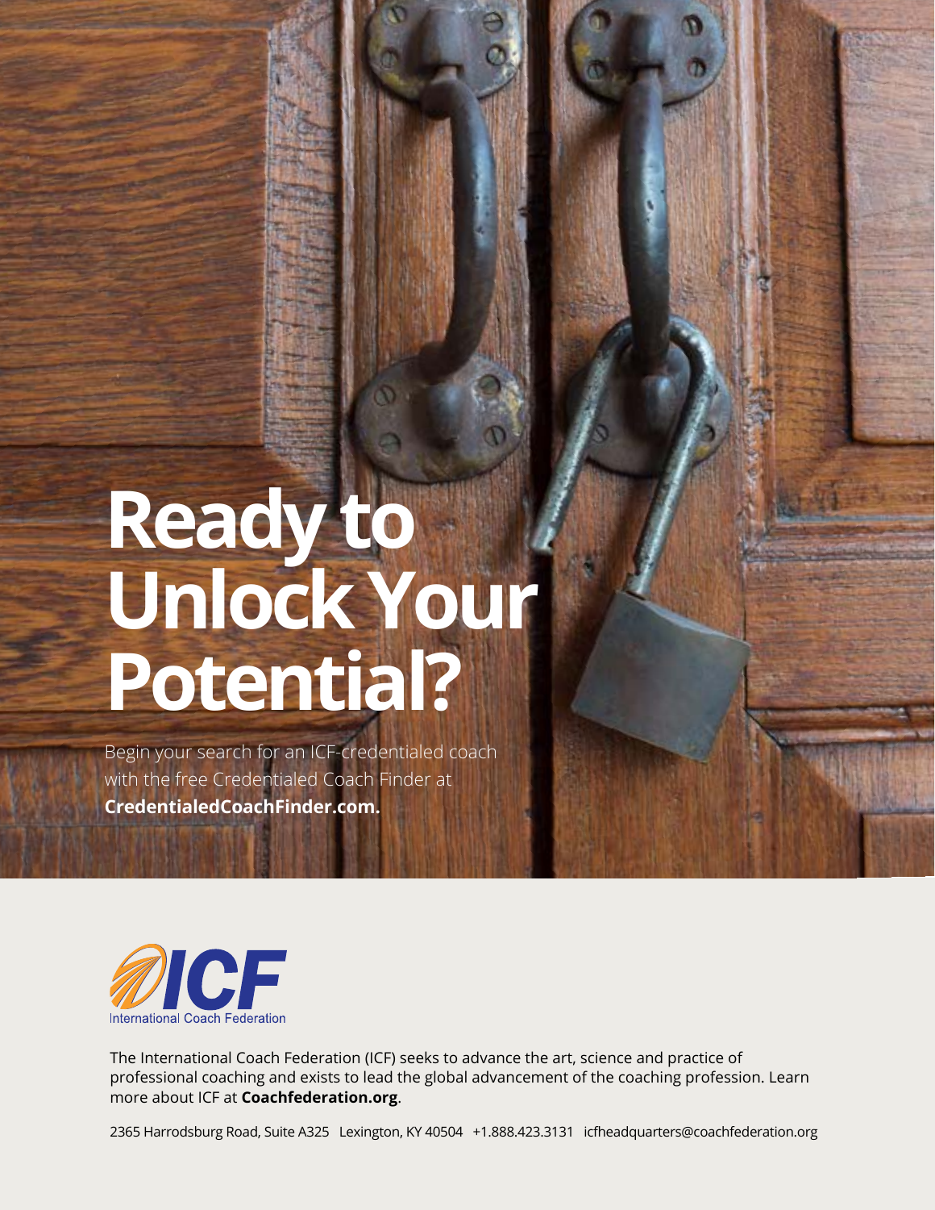# Ready to Unlock Your Potential?

Begin your search for an ICF-credentialed coach with the free Credentialed Coach Finder at **CredentialedCoachFinder.com.**

ICF
International Coach Federation

The International Coach Federation (ICF) seeks to advance the art, science and practice of professional coaching and exists to lead the global advancement of the coaching profession. Learn more about ICF at **Coachfederation.org**.

2365 Harrodsburg Road, Suite A325 Lexington, KY 40504 +1.888.423.3131 icfheadquarters@coachfederation.org